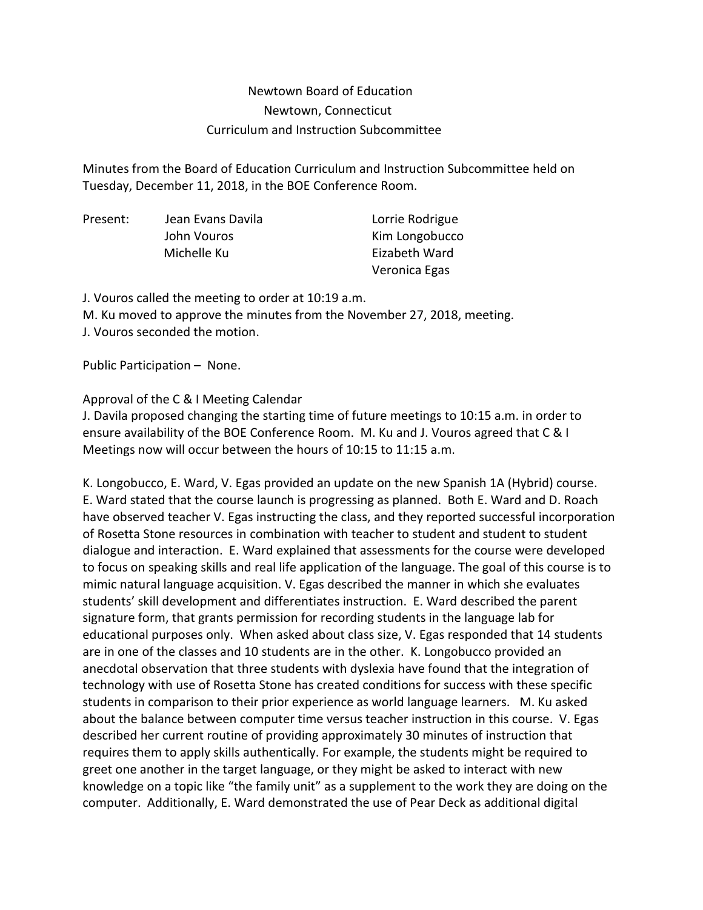Newtown Board of Education
Newtown, Connecticut
Curriculum and Instruction Subcommittee

Minutes from the Board of Education Curriculum and Instruction Subcommittee held on Tuesday, December 11, 2018, in the BOE Conference Room.

| Present: | Jean Evans Davila | Lorrie Rodrigue |
|---|---|---|
| | John Vouros | Kim Longobucco |
| | Michelle Ku | Eizabeth Ward |
| | | Veronica Egas |

J. Vouros called the meeting to order at 10:19 a.m.
M. Ku moved to approve the minutes from the November 27, 2018, meeting.
J. Vouros seconded the motion.

Public Participation – None.

Approval of the C & I Meeting Calendar
J. Davila proposed changing the starting time of future meetings to 10:15 a.m. in order to ensure availability of the BOE Conference Room. M. Ku and J. Vouros agreed that C & I Meetings now will occur between the hours of 10:15 to 11:15 a.m.

K. Longobucco, E. Ward, V. Egas provided an update on the new Spanish 1A (Hybrid) course. E. Ward stated that the course launch is progressing as planned. Both E. Ward and D. Roach have observed teacher V. Egas instructing the class, and they reported successful incorporation of Rosetta Stone resources in combination with teacher to student and student to student dialogue and interaction. E. Ward explained that assessments for the course were developed to focus on speaking skills and real life application of the language. The goal of this course is to mimic natural language acquisition. V. Egas described the manner in which she evaluates students' skill development and differentiates instruction. E. Ward described the parent signature form, that grants permission for recording students in the language lab for educational purposes only. When asked about class size, V. Egas responded that 14 students are in one of the classes and 10 students are in the other. K. Longobucco provided an anecdotal observation that three students with dyslexia have found that the integration of technology with use of Rosetta Stone has created conditions for success with these specific students in comparison to their prior experience as world language learners. M. Ku asked about the balance between computer time versus teacher instruction in this course. V. Egas described her current routine of providing approximately 30 minutes of instruction that requires them to apply skills authentically. For example, the students might be required to greet one another in the target language, or they might be asked to interact with new knowledge on a topic like "the family unit" as a supplement to the work they are doing on the computer. Additionally, E. Ward demonstrated the use of Pear Deck as additional digital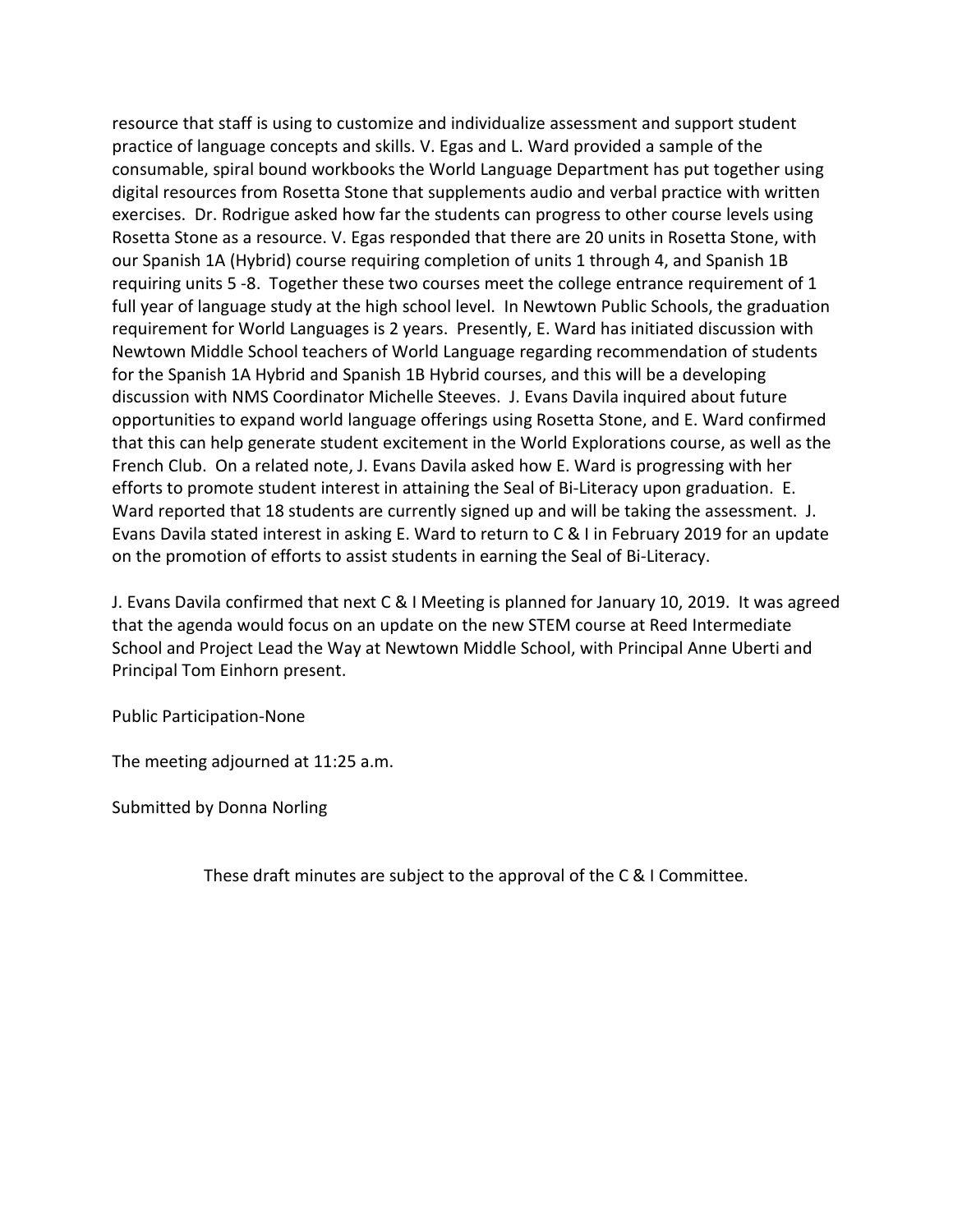resource that staff is using to customize and individualize assessment and support student practice of language concepts and skills. V. Egas and L. Ward provided a sample of the consumable, spiral bound workbooks the World Language Department has put together using digital resources from Rosetta Stone that supplements audio and verbal practice with written exercises. Dr. Rodrigue asked how far the students can progress to other course levels using Rosetta Stone as a resource. V. Egas responded that there are 20 units in Rosetta Stone, with our Spanish 1A (Hybrid) course requiring completion of units 1 through 4, and Spanish 1B requiring units 5 -8. Together these two courses meet the college entrance requirement of 1 full year of language study at the high school level. In Newtown Public Schools, the graduation requirement for World Languages is 2 years. Presently, E. Ward has initiated discussion with Newtown Middle School teachers of World Language regarding recommendation of students for the Spanish 1A Hybrid and Spanish 1B Hybrid courses, and this will be a developing discussion with NMS Coordinator Michelle Steeves. J. Evans Davila inquired about future opportunities to expand world language offerings using Rosetta Stone, and E. Ward confirmed that this can help generate student excitement in the World Explorations course, as well as the French Club. On a related note, J. Evans Davila asked how E. Ward is progressing with her efforts to promote student interest in attaining the Seal of Bi-Literacy upon graduation. E. Ward reported that 18 students are currently signed up and will be taking the assessment. J. Evans Davila stated interest in asking E. Ward to return to C & I in February 2019 for an update on the promotion of efforts to assist students in earning the Seal of Bi-Literacy.

J. Evans Davila confirmed that next C & I Meeting is planned for January 10, 2019. It was agreed that the agenda would focus on an update on the new STEM course at Reed Intermediate School and Project Lead the Way at Newtown Middle School, with Principal Anne Uberti and Principal Tom Einhorn present.

Public Participation-None

The meeting adjourned at 11:25 a.m.

Submitted by Donna Norling

These draft minutes are subject to the approval of the C & I Committee.